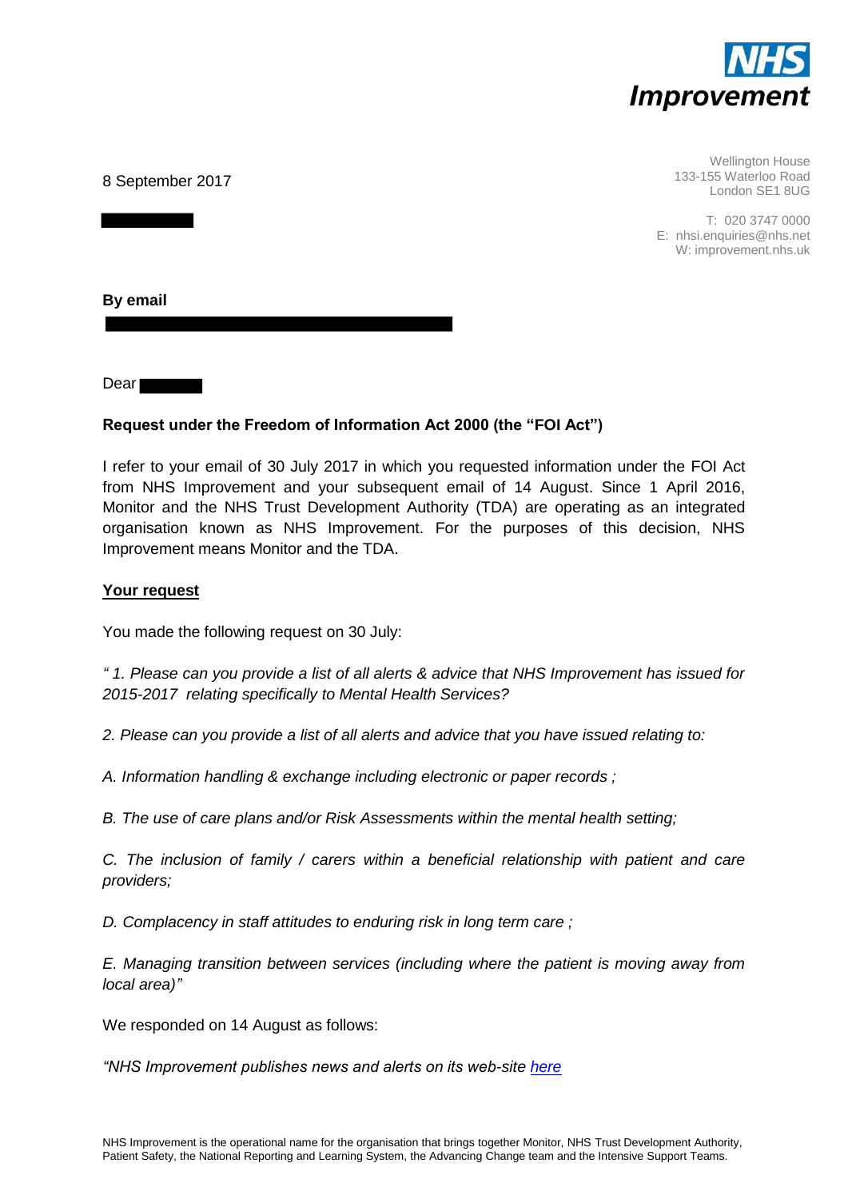**NHS Improvement**

8 September 2017

Wellington House
133-155 Waterloo Road
London SE1 8UG

T: 020 3747 0000
E: nhsi.enquiries@nhs.net
W: improvement.nhs.uk

**By email**

Dear

**Request under the Freedom of Information Act 2000 (the "FOI Act")**

I refer to your email of 30 July 2017 in which you requested information under the FOI Act from NHS Improvement and your subsequent email of 14 August. Since 1 April 2016, Monitor and the NHS Trust Development Authority (TDA) are operating as an integrated organisation known as NHS Improvement. For the purposes of this decision, NHS Improvement means Monitor and the TDA.

**Your request**

You made the following request on 30 July:

*" 1. Please can you provide a list of all alerts & advice that NHS Improvement has issued for 2015-2017 relating specifically to Mental Health Services?*

*2. Please can you provide a list of all alerts and advice that you have issued relating to:*

*A. Information handling & exchange including electronic or paper records ;*

*B. The use of care plans and/or Risk Assessments within the mental health setting;*

*C. The inclusion of family / carers within a beneficial relationship with patient and care providers;*

*D. Complacency in staff attitudes to enduring risk in long term care ;*

*E. Managing transition between services (including where the patient is moving away from local area)"*

We responded on 14 August as follows:

*"NHS Improvement publishes news and alerts on its web-site here*

NHS Improvement is the operational name for the organisation that brings together Monitor, NHS Trust Development Authority, Patient Safety, the National Reporting and Learning System, the Advancing Change team and the Intensive Support Teams.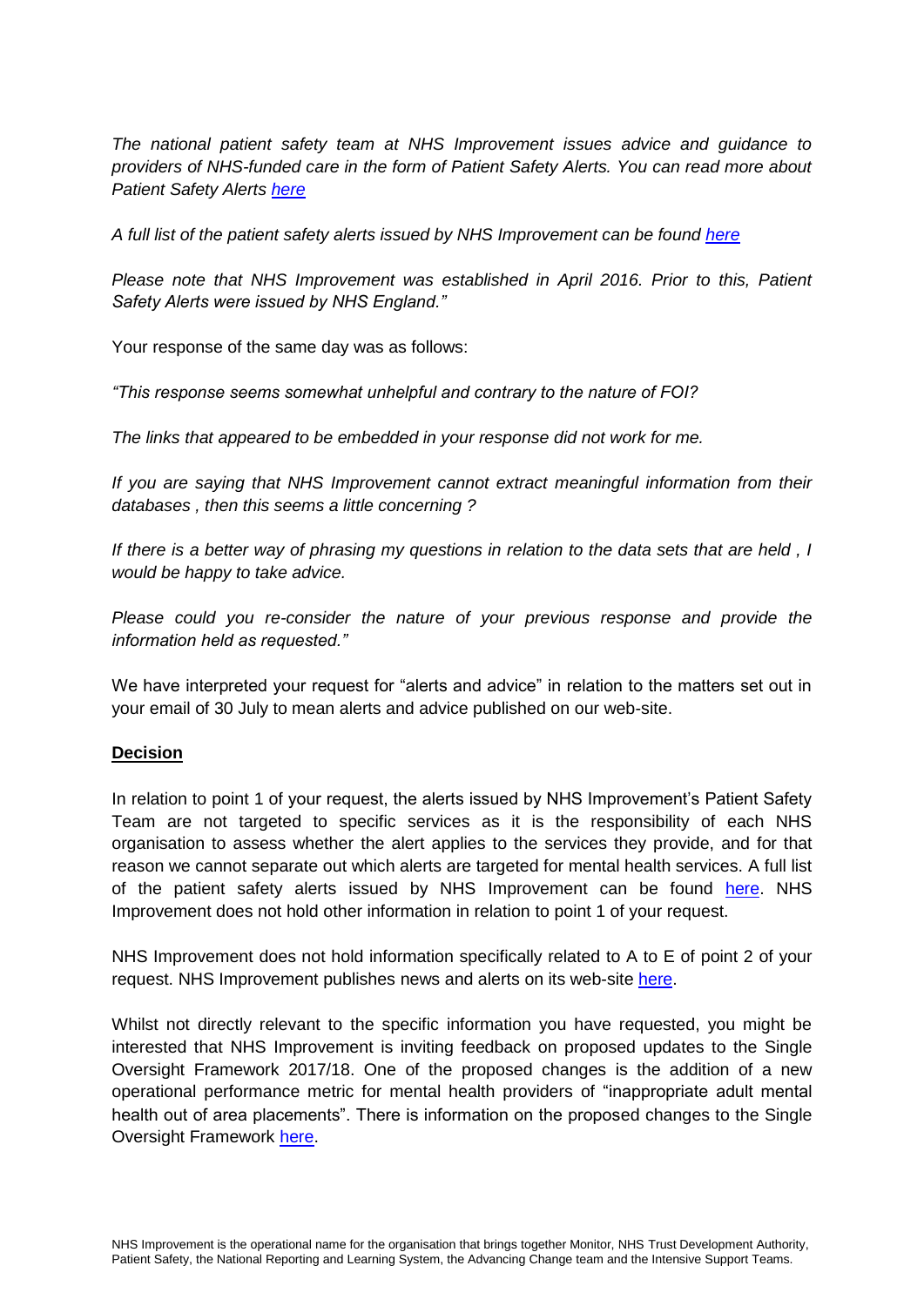*The national patient safety team at NHS Improvement issues advice and guidance to providers of NHS-funded care in the form of Patient Safety Alerts. You can read more about Patient Safety Alerts [here](#)*

*A full list of the patient safety alerts issued by NHS Improvement can be found [here](#)*

*Please note that NHS Improvement was established in April 2016. Prior to this, Patient Safety Alerts were issued by NHS England."*

Your response of the same day was as follows:

*"This response seems somewhat unhelpful and contrary to the nature of FOI?*

*The links that appeared to be embedded in your response did not work for me.*

*If you are saying that NHS Improvement cannot extract meaningful information from their databases , then this seems a little concerning ?*

*If there is a better way of phrasing my questions in relation to the data sets that are held , I would be happy to take advice.*

*Please could you re-consider the nature of your previous response and provide the information held as requested."*

We have interpreted your request for "alerts and advice" in relation to the matters set out in your email of 30 July to mean alerts and advice published on our web-site.

**Decision**

In relation to point 1 of your request, the alerts issued by NHS Improvement's Patient Safety Team are not targeted to specific services as it is the responsibility of each NHS organisation to assess whether the alert applies to the services they provide, and for that reason we cannot separate out which alerts are targeted for mental health services. A full list of the patient safety alerts issued by NHS Improvement can be found [here](#). NHS Improvement does not hold other information in relation to point 1 of your request.

NHS Improvement does not hold information specifically related to A to E of point 2 of your request. NHS Improvement publishes news and alerts on its web-site [here](#).

Whilst not directly relevant to the specific information you have requested, you might be interested that NHS Improvement is inviting feedback on proposed updates to the Single Oversight Framework 2017/18. One of the proposed changes is the addition of a new operational performance metric for mental health providers of "inappropriate adult mental health out of area placements". There is information on the proposed changes to the Single Oversight Framework [here](#).

NHS Improvement is the operational name for the organisation that brings together Monitor, NHS Trust Development Authority, Patient Safety, the National Reporting and Learning System, the Advancing Change team and the Intensive Support Teams.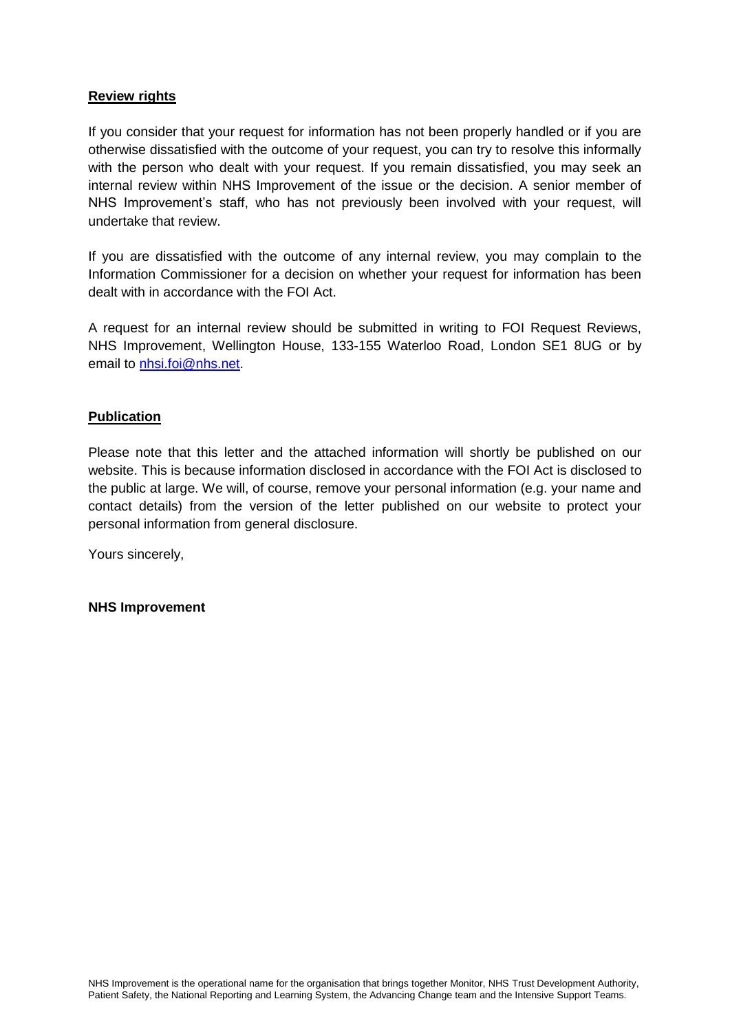**Review rights**

If you consider that your request for information has not been properly handled or if you are otherwise dissatisfied with the outcome of your request, you can try to resolve this informally with the person who dealt with your request. If you remain dissatisfied, you may seek an internal review within NHS Improvement of the issue or the decision. A senior member of NHS Improvement's staff, who has not previously been involved with your request, will undertake that review.

If you are dissatisfied with the outcome of any internal review, you may complain to the Information Commissioner for a decision on whether your request for information has been dealt with in accordance with the FOI Act.

A request for an internal review should be submitted in writing to FOI Request Reviews, NHS Improvement, Wellington House, 133-155 Waterloo Road, London SE1 8UG or by email to nhsi.foi@nhs.net.

**Publication**

Please note that this letter and the attached information will shortly be published on our website. This is because information disclosed in accordance with the FOI Act is disclosed to the public at large. We will, of course, remove your personal information (e.g. your name and contact details) from the version of the letter published on our website to protect your personal information from general disclosure.

Yours sincerely,

**NHS Improvement**

NHS Improvement is the operational name for the organisation that brings together Monitor, NHS Trust Development Authority, Patient Safety, the National Reporting and Learning System, the Advancing Change team and the Intensive Support Teams.